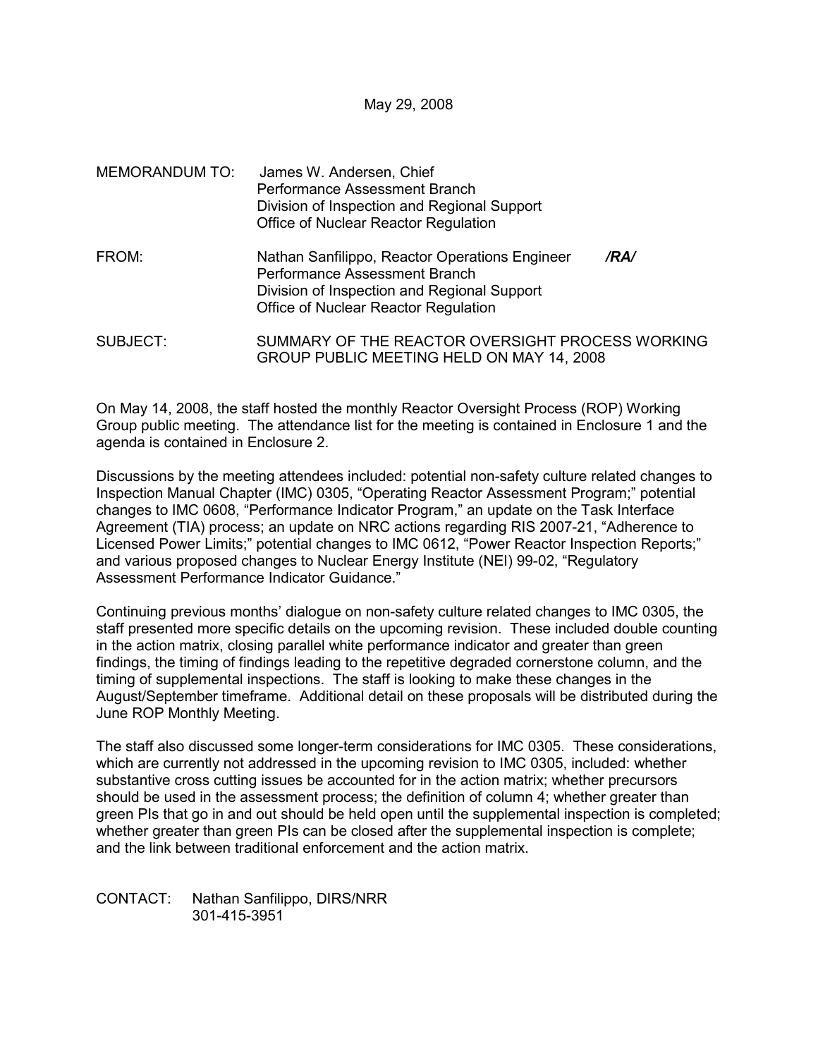May 29, 2008

MEMORANDUM TO: James W. Andersen, Chief
Performance Assessment Branch
Division of Inspection and Regional Support
Office of Nuclear Reactor Regulation

FROM: Nathan Sanfilippo, Reactor Operations Engineer /RA/
Performance Assessment Branch
Division of Inspection and Regional Support
Office of Nuclear Reactor Regulation

SUBJECT: SUMMARY OF THE REACTOR OVERSIGHT PROCESS WORKING GROUP PUBLIC MEETING HELD ON MAY 14, 2008

On May 14, 2008, the staff hosted the monthly Reactor Oversight Process (ROP) Working Group public meeting. The attendance list for the meeting is contained in Enclosure 1 and the agenda is contained in Enclosure 2.

Discussions by the meeting attendees included: potential non-safety culture related changes to Inspection Manual Chapter (IMC) 0305, "Operating Reactor Assessment Program;" potential changes to IMC 0608, "Performance Indicator Program," an update on the Task Interface Agreement (TIA) process; an update on NRC actions regarding RIS 2007-21, "Adherence to Licensed Power Limits;" potential changes to IMC 0612, "Power Reactor Inspection Reports;" and various proposed changes to Nuclear Energy Institute (NEI) 99-02, "Regulatory Assessment Performance Indicator Guidance."

Continuing previous months' dialogue on non-safety culture related changes to IMC 0305, the staff presented more specific details on the upcoming revision. These included double counting in the action matrix, closing parallel white performance indicator and greater than green findings, the timing of findings leading to the repetitive degraded cornerstone column, and the timing of supplemental inspections. The staff is looking to make these changes in the August/September timeframe. Additional detail on these proposals will be distributed during the June ROP Monthly Meeting.

The staff also discussed some longer-term considerations for IMC 0305. These considerations, which are currently not addressed in the upcoming revision to IMC 0305, included: whether substantive cross cutting issues be accounted for in the action matrix; whether precursors should be used in the assessment process; the definition of column 4; whether greater than green PIs that go in and out should be held open until the supplemental inspection is completed; whether greater than green PIs can be closed after the supplemental inspection is complete; and the link between traditional enforcement and the action matrix.

CONTACT: Nathan Sanfilippo, DIRS/NRR
301-415-3951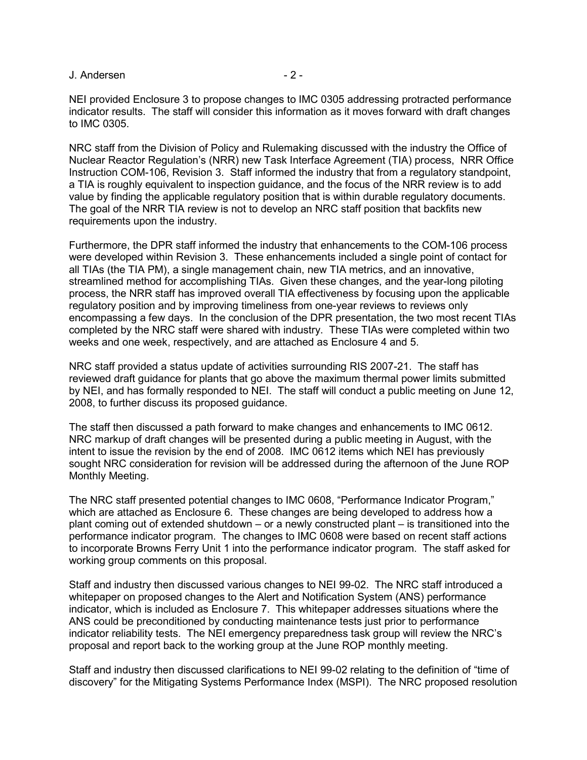NEI provided Enclosure 3 to propose changes to IMC 0305 addressing protracted performance indicator results. The staff will consider this information as it moves forward with draft changes to IMC 0305.

NRC staff from the Division of Policy and Rulemaking discussed with the industry the Office of Nuclear Reactor Regulation's (NRR) new Task Interface Agreement (TIA) process, NRR Office Instruction COM-106, Revision 3. Staff informed the industry that from a regulatory standpoint, a TIA is roughly equivalent to inspection guidance, and the focus of the NRR review is to add value by finding the applicable regulatory position that is within durable regulatory documents. The goal of the NRR TIA review is not to develop an NRC staff position that backfits new requirements upon the industry.

Furthermore, the DPR staff informed the industry that enhancements to the COM-106 process were developed within Revision 3. These enhancements included a single point of contact for all TIAs (the TIA PM), a single management chain, new TIA metrics, and an innovative, streamlined method for accomplishing TIAs. Given these changes, and the year-long piloting process, the NRR staff has improved overall TIA effectiveness by focusing upon the applicable regulatory position and by improving timeliness from one-year reviews to reviews only encompassing a few days. In the conclusion of the DPR presentation, the two most recent TIAs completed by the NRC staff were shared with industry. These TIAs were completed within two weeks and one week, respectively, and are attached as Enclosure 4 and 5.

NRC staff provided a status update of activities surrounding RIS 2007-21. The staff has reviewed draft guidance for plants that go above the maximum thermal power limits submitted by NEI, and has formally responded to NEI. The staff will conduct a public meeting on June 12, 2008, to further discuss its proposed guidance.

The staff then discussed a path forward to make changes and enhancements to IMC 0612. NRC markup of draft changes will be presented during a public meeting in August, with the intent to issue the revision by the end of 2008. IMC 0612 items which NEI has previously sought NRC consideration for revision will be addressed during the afternoon of the June ROP Monthly Meeting.

The NRC staff presented potential changes to IMC 0608, "Performance Indicator Program," which are attached as Enclosure 6. These changes are being developed to address how a plant coming out of extended shutdown – or a newly constructed plant – is transitioned into the performance indicator program. The changes to IMC 0608 were based on recent staff actions to incorporate Browns Ferry Unit 1 into the performance indicator program. The staff asked for working group comments on this proposal.

Staff and industry then discussed various changes to NEI 99-02. The NRC staff introduced a whitepaper on proposed changes to the Alert and Notification System (ANS) performance indicator, which is included as Enclosure 7. This whitepaper addresses situations where the ANS could be preconditioned by conducting maintenance tests just prior to performance indicator reliability tests. The NEI emergency preparedness task group will review the NRC's proposal and report back to the working group at the June ROP monthly meeting.

Staff and industry then discussed clarifications to NEI 99-02 relating to the definition of "time of discovery" for the Mitigating Systems Performance Index (MSPI). The NRC proposed resolution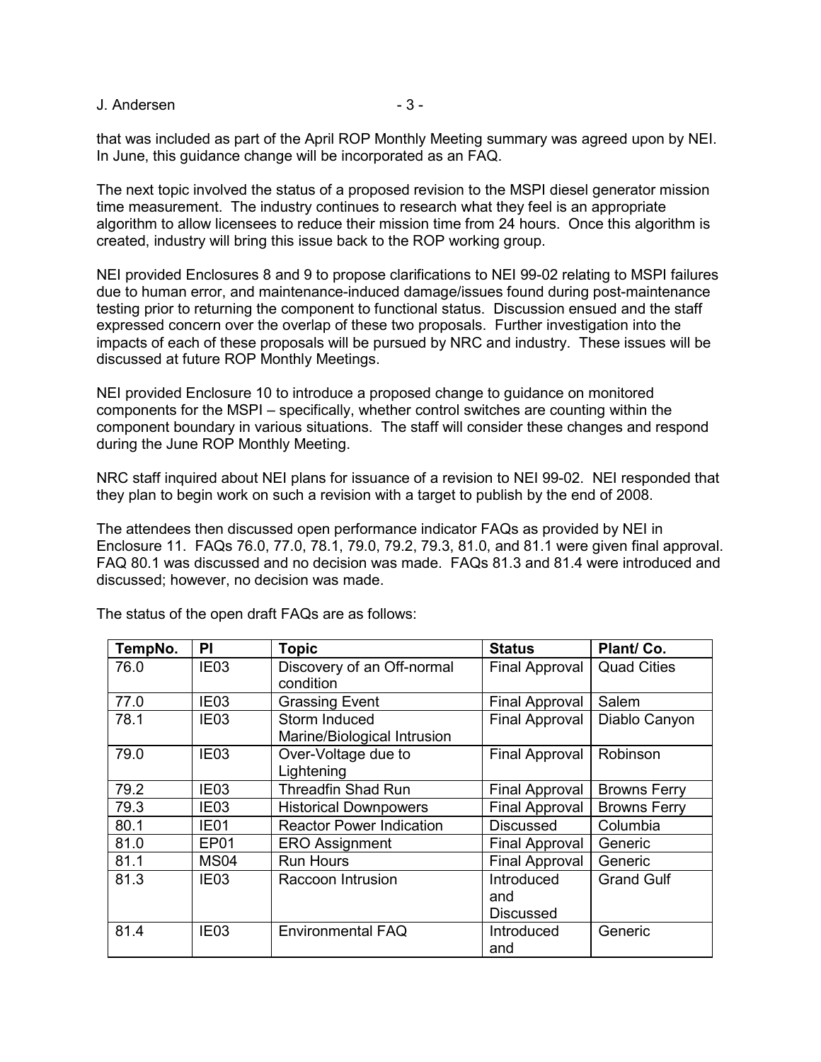that was included as part of the April ROP Monthly Meeting summary was agreed upon by NEI. In June, this guidance change will be incorporated as an FAQ.

The next topic involved the status of a proposed revision to the MSPI diesel generator mission time measurement. The industry continues to research what they feel is an appropriate algorithm to allow licensees to reduce their mission time from 24 hours. Once this algorithm is created, industry will bring this issue back to the ROP working group.

NEI provided Enclosures 8 and 9 to propose clarifications to NEI 99-02 relating to MSPI failures due to human error, and maintenance-induced damage/issues found during post-maintenance testing prior to returning the component to functional status. Discussion ensued and the staff expressed concern over the overlap of these two proposals. Further investigation into the impacts of each of these proposals will be pursued by NRC and industry. These issues will be discussed at future ROP Monthly Meetings.

NEI provided Enclosure 10 to introduce a proposed change to guidance on monitored components for the MSPI – specifically, whether control switches are counting within the component boundary in various situations. The staff will consider these changes and respond during the June ROP Monthly Meeting.

NRC staff inquired about NEI plans for issuance of a revision to NEI 99-02. NEI responded that they plan to begin work on such a revision with a target to publish by the end of 2008.

The attendees then discussed open performance indicator FAQs as provided by NEI in Enclosure 11. FAQs 76.0, 77.0, 78.1, 79.0, 79.2, 79.3, 81.0, and 81.1 were given final approval. FAQ 80.1 was discussed and no decision was made. FAQs 81.3 and 81.4 were introduced and discussed; however, no decision was made.

The status of the open draft FAQs are as follows:

| TempNo. | PI | Topic | Status | Plant/ Co. |
|---|---|---|---|---|
| 76.0 | IE03 | Discovery of an Off-normal condition | Final Approval | Quad Cities |
| 77.0 | IE03 | Grassing Event | Final Approval | Salem |
| 78.1 | IE03 | Storm Induced Marine/Biological Intrusion | Final Approval | Diablo Canyon |
| 79.0 | IE03 | Over-Voltage due to Lightening | Final Approval | Robinson |
| 79.2 | IE03 | Threadfin Shad Run | Final Approval | Browns Ferry |
| 79.3 | IE03 | Historical Downpowers | Final Approval | Browns Ferry |
| 80.1 | IE01 | Reactor Power Indication | Discussed | Columbia |
| 81.0 | EP01 | ERO Assignment | Final Approval | Generic |
| 81.1 | MS04 | Run Hours | Final Approval | Generic |
| 81.3 | IE03 | Raccoon Intrusion | Introduced and Discussed | Grand Gulf |
| 81.4 | IE03 | Environmental FAQ | Introduced and | Generic |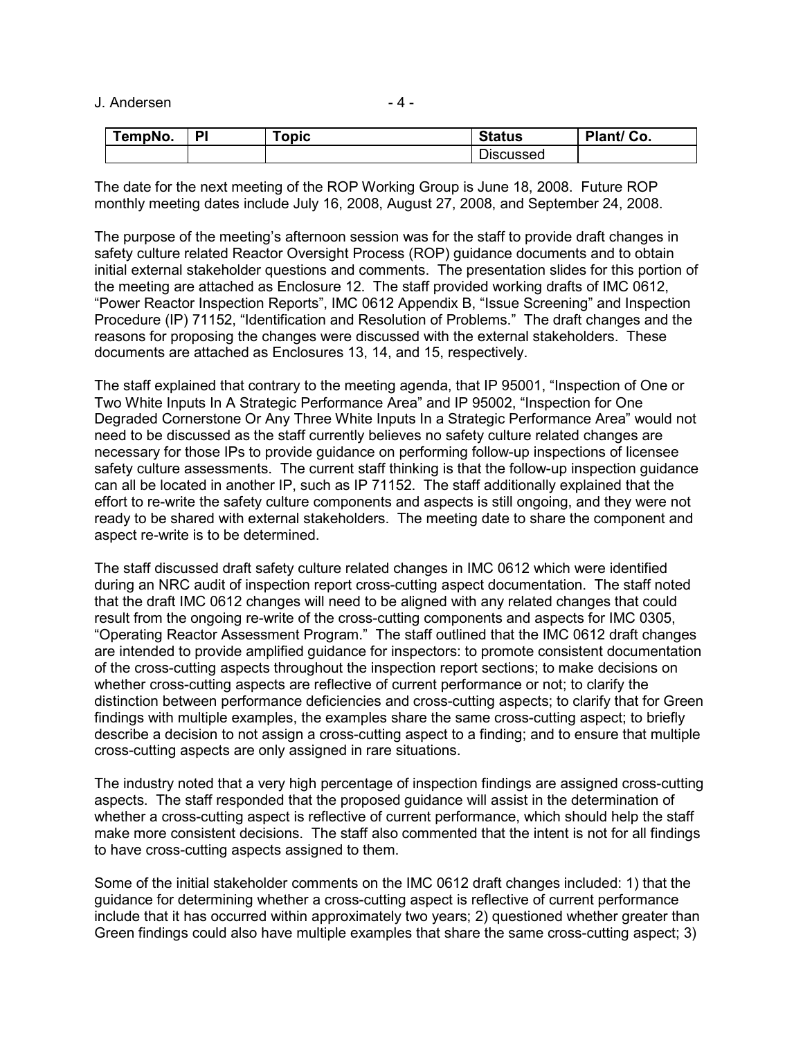| TempNo. | PI | Topic | Status | Plant/ Co. |
|---|---|---|---|---|
| | | | Discussed | |

The date for the next meeting of the ROP Working Group is June 18, 2008. Future ROP monthly meeting dates include July 16, 2008, August 27, 2008, and September 24, 2008.

The purpose of the meeting's afternoon session was for the staff to provide draft changes in safety culture related Reactor Oversight Process (ROP) guidance documents and to obtain initial external stakeholder questions and comments. The presentation slides for this portion of the meeting are attached as Enclosure 12. The staff provided working drafts of IMC 0612, "Power Reactor Inspection Reports", IMC 0612 Appendix B, "Issue Screening" and Inspection Procedure (IP) 71152, "Identification and Resolution of Problems." The draft changes and the reasons for proposing the changes were discussed with the external stakeholders. These documents are attached as Enclosures 13, 14, and 15, respectively.

The staff explained that contrary to the meeting agenda, that IP 95001, "Inspection of One or Two White Inputs In A Strategic Performance Area" and IP 95002, "Inspection for One Degraded Cornerstone Or Any Three White Inputs In a Strategic Performance Area" would not need to be discussed as the staff currently believes no safety culture related changes are necessary for those IPs to provide guidance on performing follow-up inspections of licensee safety culture assessments. The current staff thinking is that the follow-up inspection guidance can all be located in another IP, such as IP 71152. The staff additionally explained that the effort to re-write the safety culture components and aspects is still ongoing, and they were not ready to be shared with external stakeholders. The meeting date to share the component and aspect re-write is to be determined.

The staff discussed draft safety culture related changes in IMC 0612 which were identified during an NRC audit of inspection report cross-cutting aspect documentation. The staff noted that the draft IMC 0612 changes will need to be aligned with any related changes that could result from the ongoing re-write of the cross-cutting components and aspects for IMC 0305, "Operating Reactor Assessment Program." The staff outlined that the IMC 0612 draft changes are intended to provide amplified guidance for inspectors: to promote consistent documentation of the cross-cutting aspects throughout the inspection report sections; to make decisions on whether cross-cutting aspects are reflective of current performance or not; to clarify the distinction between performance deficiencies and cross-cutting aspects; to clarify that for Green findings with multiple examples, the examples share the same cross-cutting aspect; to briefly describe a decision to not assign a cross-cutting aspect to a finding; and to ensure that multiple cross-cutting aspects are only assigned in rare situations.

The industry noted that a very high percentage of inspection findings are assigned cross-cutting aspects. The staff responded that the proposed guidance will assist in the determination of whether a cross-cutting aspect is reflective of current performance, which should help the staff make more consistent decisions. The staff also commented that the intent is not for all findings to have cross-cutting aspects assigned to them.

Some of the initial stakeholder comments on the IMC 0612 draft changes included: 1) that the guidance for determining whether a cross-cutting aspect is reflective of current performance include that it has occurred within approximately two years; 2) questioned whether greater than Green findings could also have multiple examples that share the same cross-cutting aspect; 3)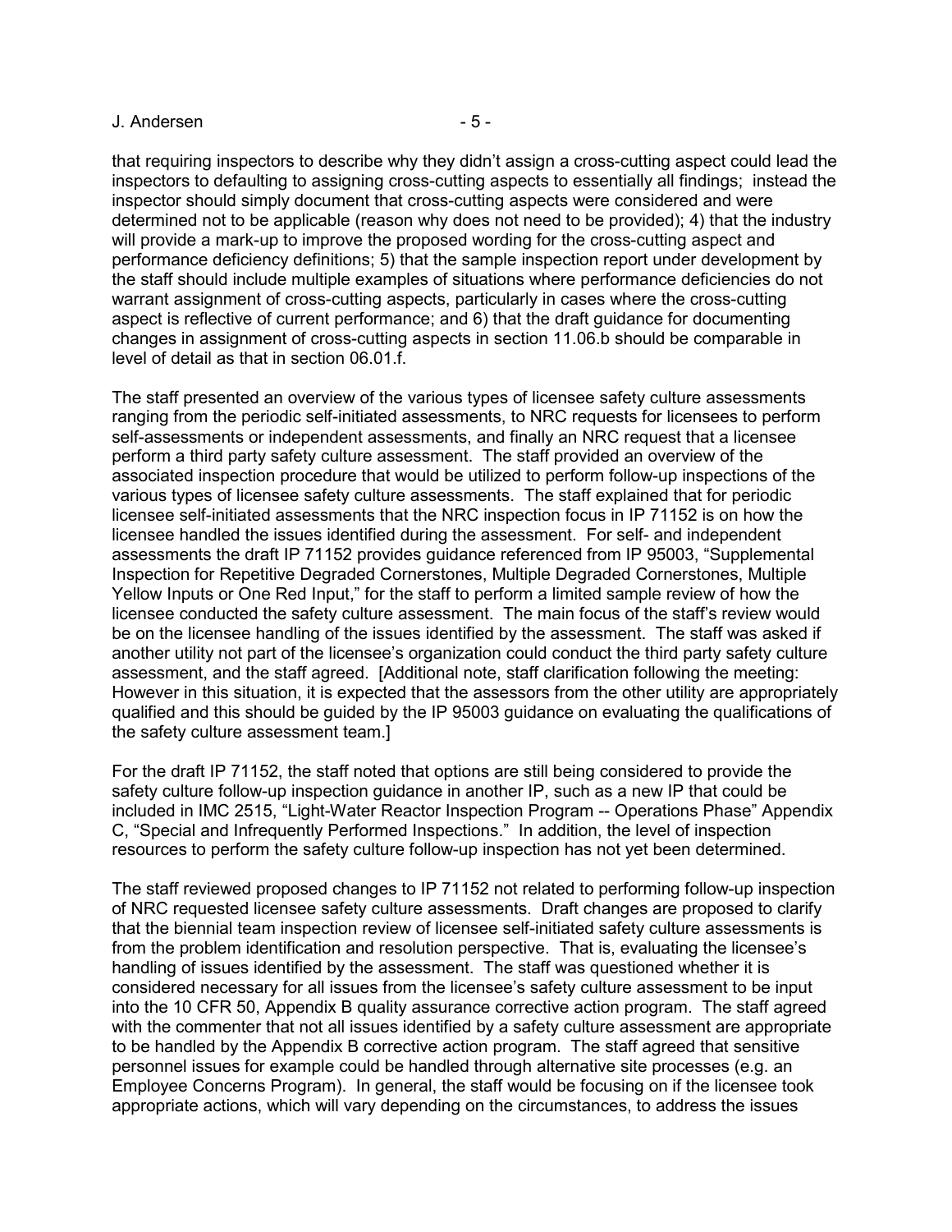that requiring inspectors to describe why they didn't assign a cross-cutting aspect could lead the inspectors to defaulting to assigning cross-cutting aspects to essentially all findings; instead the inspector should simply document that cross-cutting aspects were considered and were determined not to be applicable (reason why does not need to be provided); 4) that the industry will provide a mark-up to improve the proposed wording for the cross-cutting aspect and performance deficiency definitions; 5) that the sample inspection report under development by the staff should include multiple examples of situations where performance deficiencies do not warrant assignment of cross-cutting aspects, particularly in cases where the cross-cutting aspect is reflective of current performance; and 6) that the draft guidance for documenting changes in assignment of cross-cutting aspects in section 11.06.b should be comparable in level of detail as that in section 06.01.f.

The staff presented an overview of the various types of licensee safety culture assessments ranging from the periodic self-initiated assessments, to NRC requests for licensees to perform self-assessments or independent assessments, and finally an NRC request that a licensee perform a third party safety culture assessment. The staff provided an overview of the associated inspection procedure that would be utilized to perform follow-up inspections of the various types of licensee safety culture assessments. The staff explained that for periodic licensee self-initiated assessments that the NRC inspection focus in IP 71152 is on how the licensee handled the issues identified during the assessment. For self- and independent assessments the draft IP 71152 provides guidance referenced from IP 95003, "Supplemental Inspection for Repetitive Degraded Cornerstones, Multiple Degraded Cornerstones, Multiple Yellow Inputs or One Red Input," for the staff to perform a limited sample review of how the licensee conducted the safety culture assessment. The main focus of the staff's review would be on the licensee handling of the issues identified by the assessment. The staff was asked if another utility not part of the licensee's organization could conduct the third party safety culture assessment, and the staff agreed. [Additional note, staff clarification following the meeting: However in this situation, it is expected that the assessors from the other utility are appropriately qualified and this should be guided by the IP 95003 guidance on evaluating the qualifications of the safety culture assessment team.]

For the draft IP 71152, the staff noted that options are still being considered to provide the safety culture follow-up inspection guidance in another IP, such as a new IP that could be included in IMC 2515, "Light-Water Reactor Inspection Program -- Operations Phase" Appendix C, "Special and Infrequently Performed Inspections." In addition, the level of inspection resources to perform the safety culture follow-up inspection has not yet been determined.

The staff reviewed proposed changes to IP 71152 not related to performing follow-up inspection of NRC requested licensee safety culture assessments. Draft changes are proposed to clarify that the biennial team inspection review of licensee self-initiated safety culture assessments is from the problem identification and resolution perspective. That is, evaluating the licensee's handling of issues identified by the assessment. The staff was questioned whether it is considered necessary for all issues from the licensee's safety culture assessment to be input into the 10 CFR 50, Appendix B quality assurance corrective action program. The staff agreed with the commenter that not all issues identified by a safety culture assessment are appropriate to be handled by the Appendix B corrective action program. The staff agreed that sensitive personnel issues for example could be handled through alternative site processes (e.g. an Employee Concerns Program). In general, the staff would be focusing on if the licensee took appropriate actions, which will vary depending on the circumstances, to address the issues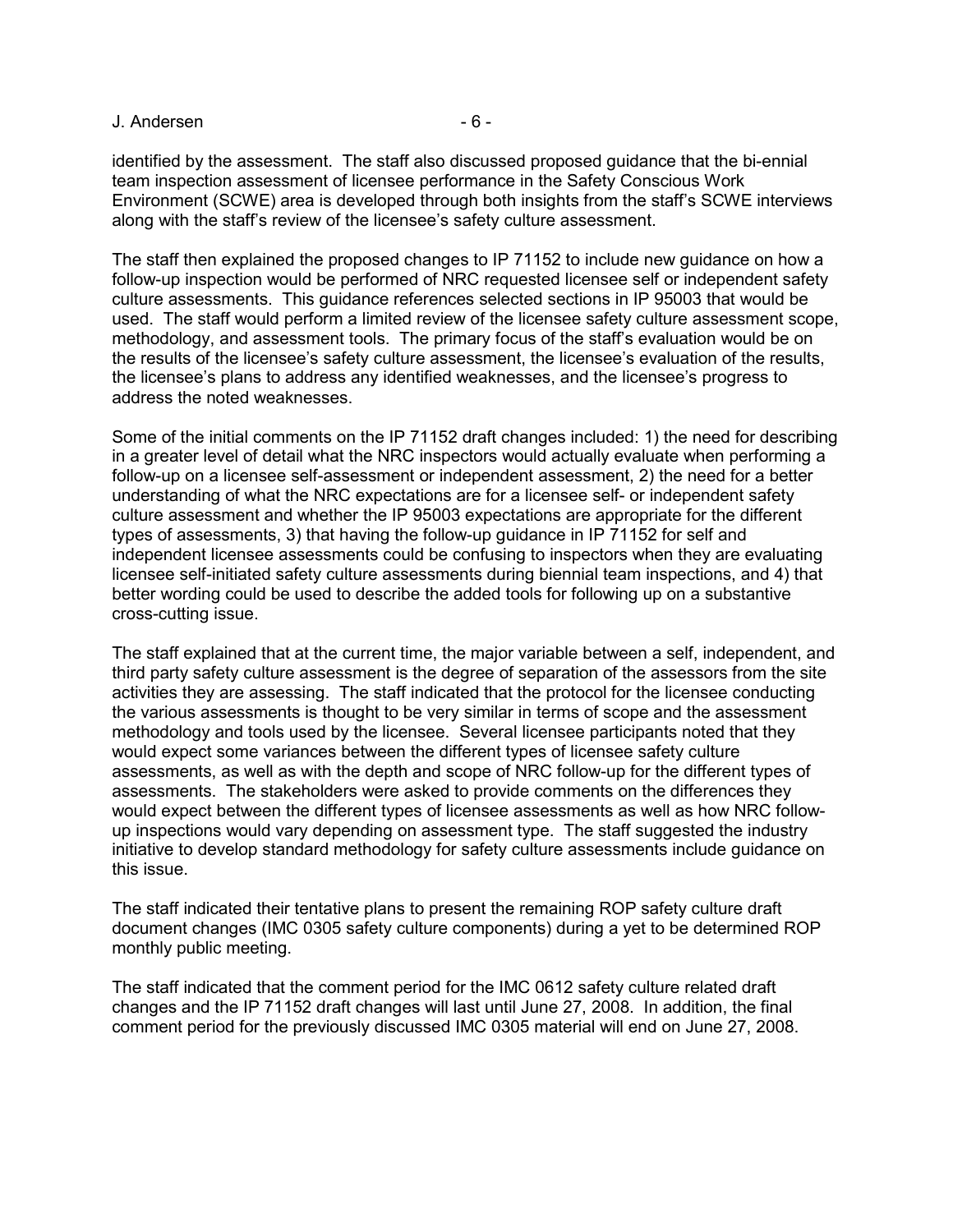identified by the assessment. The staff also discussed proposed guidance that the bi-ennial team inspection assessment of licensee performance in the Safety Conscious Work Environment (SCWE) area is developed through both insights from the staff's SCWE interviews along with the staff's review of the licensee's safety culture assessment.

The staff then explained the proposed changes to IP 71152 to include new guidance on how a follow-up inspection would be performed of NRC requested licensee self or independent safety culture assessments. This guidance references selected sections in IP 95003 that would be used. The staff would perform a limited review of the licensee safety culture assessment scope, methodology, and assessment tools. The primary focus of the staff's evaluation would be on the results of the licensee's safety culture assessment, the licensee's evaluation of the results, the licensee's plans to address any identified weaknesses, and the licensee's progress to address the noted weaknesses.

Some of the initial comments on the IP 71152 draft changes included: 1) the need for describing in a greater level of detail what the NRC inspectors would actually evaluate when performing a follow-up on a licensee self-assessment or independent assessment, 2) the need for a better understanding of what the NRC expectations are for a licensee self- or independent safety culture assessment and whether the IP 95003 expectations are appropriate for the different types of assessments, 3) that having the follow-up guidance in IP 71152 for self and independent licensee assessments could be confusing to inspectors when they are evaluating licensee self-initiated safety culture assessments during biennial team inspections, and 4) that better wording could be used to describe the added tools for following up on a substantive cross-cutting issue.

The staff explained that at the current time, the major variable between a self, independent, and third party safety culture assessment is the degree of separation of the assessors from the site activities they are assessing. The staff indicated that the protocol for the licensee conducting the various assessments is thought to be very similar in terms of scope and the assessment methodology and tools used by the licensee. Several licensee participants noted that they would expect some variances between the different types of licensee safety culture assessments, as well as with the depth and scope of NRC follow-up for the different types of assessments. The stakeholders were asked to provide comments on the differences they would expect between the different types of licensee assessments as well as how NRC follow-up inspections would vary depending on assessment type. The staff suggested the industry initiative to develop standard methodology for safety culture assessments include guidance on this issue.

The staff indicated their tentative plans to present the remaining ROP safety culture draft document changes (IMC 0305 safety culture components) during a yet to be determined ROP monthly public meeting.

The staff indicated that the comment period for the IMC 0612 safety culture related draft changes and the IP 71152 draft changes will last until June 27, 2008. In addition, the final comment period for the previously discussed IMC 0305 material will end on June 27, 2008.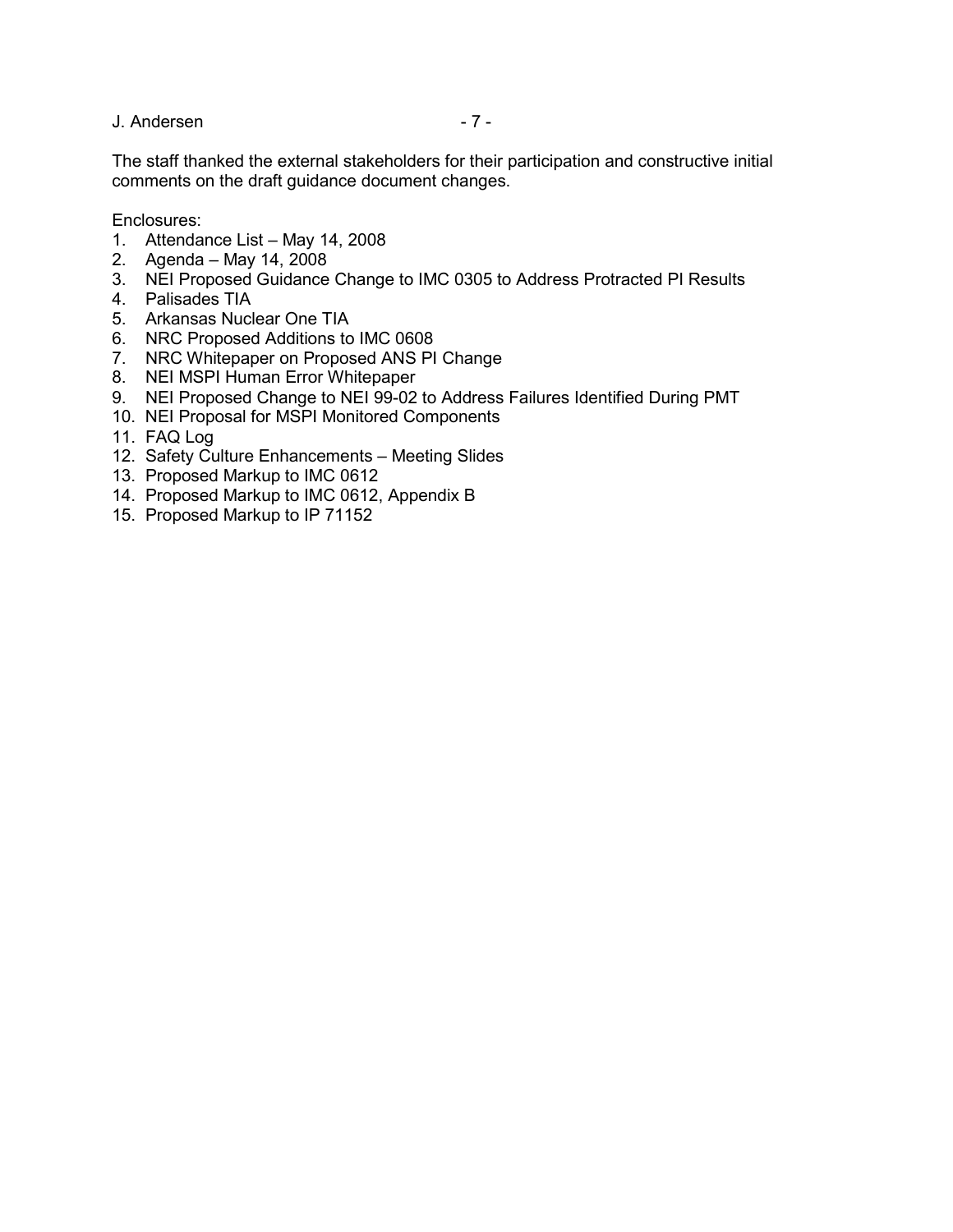The staff thanked the external stakeholders for their participation and constructive initial comments on the draft guidance document changes.

Enclosures:

1. Attendance List – May 14, 2008
2. Agenda – May 14, 2008
3. NEI Proposed Guidance Change to IMC 0305 to Address Protracted PI Results
4. Palisades TIA
5. Arkansas Nuclear One TIA
6. NRC Proposed Additions to IMC 0608
7. NRC Whitepaper on Proposed ANS PI Change
8. NEI MSPI Human Error Whitepaper
9. NEI Proposed Change to NEI 99-02 to Address Failures Identified During PMT
10. NEI Proposal for MSPI Monitored Components
11. FAQ Log
12. Safety Culture Enhancements – Meeting Slides
13. Proposed Markup to IMC 0612
14. Proposed Markup to IMC 0612, Appendix B
15. Proposed Markup to IP 71152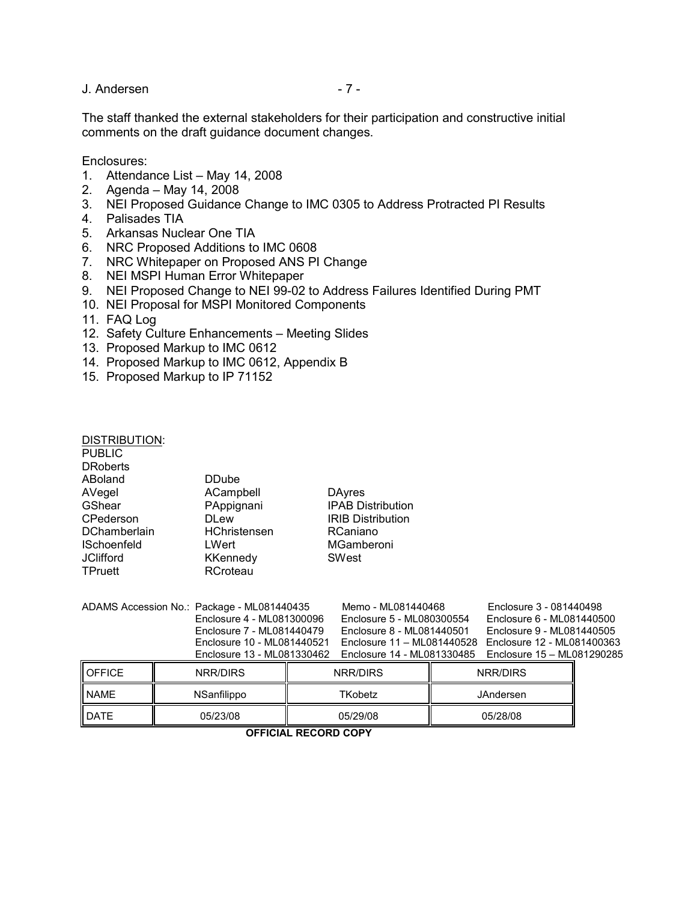The staff thanked the external stakeholders for their participation and constructive initial comments on the draft guidance document changes.

Enclosures:
1. Attendance List – May 14, 2008
2. Agenda – May 14, 2008
3. NEI Proposed Guidance Change to IMC 0305 to Address Protracted PI Results
4. Palisades TIA
5. Arkansas Nuclear One TIA
6. NRC Proposed Additions to IMC 0608
7. NRC Whitepaper on Proposed ANS PI Change
8. NEI MSPI Human Error Whitepaper
9. NEI Proposed Change to NEI 99-02 to Address Failures Identified During PMT
10. NEI Proposal for MSPI Monitored Components
11. FAQ Log
12. Safety Culture Enhancements – Meeting Slides
13. Proposed Markup to IMC 0612
14. Proposed Markup to IMC 0612, Appendix B
15. Proposed Markup to IP 71152

DISTRIBUTION:
PUBLIC
DRoberts

| | | |
|---|---|---|
| ABoland | DDube | |
| AVegel | ACampbell | DAyres |
| GShear | PAppignani | IPAB Distribution |
| CPederson | DLew | IRIB Distribution |
| DChamberlain | HChristensen | RCaniano |
| ISchoenfeld | LWert | MGamberoni |
| JClifford | KKennedy | SWest |
| TPruett | RCroteau | |

ADAMS Accession No.: Package - ML081440435 | Memo - ML081440468 | Enclosure 3 - 081440498
Enclosure 4 - ML081300096 | Enclosure 5 - ML080300554 | Enclosure 6 - ML081440500
Enclosure 7 - ML081440479 | Enclosure 8 - ML081440501 | Enclosure 9 - ML081440505
Enclosure 10 - ML081440521 | Enclosure 11 – ML081440528 | Enclosure 12 - ML081400363
Enclosure 13 - ML081330462 | Enclosure 14 - ML081330485 | Enclosure 15 – ML081290285

| OFFICE | NRR/DIRS | NRR/DIRS | NRR/DIRS |
|---|---|---|---|
| NAME | NSanfilippo | TKobetz | JAndersen |
| DATE | 05/23/08 | 05/29/08 | 05/28/08 |

**OFFICIAL RECORD COPY**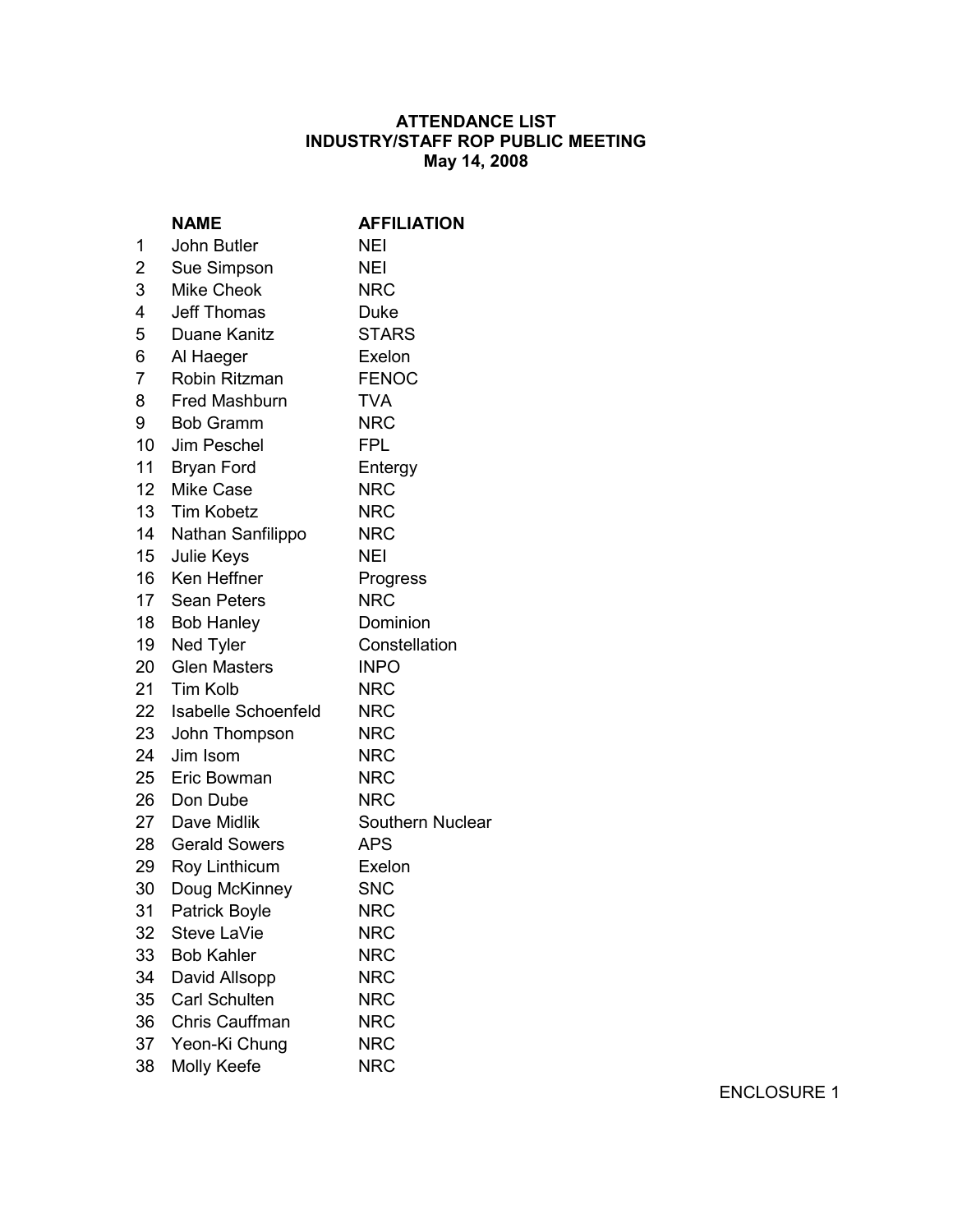**ATTENDANCE LIST**
**INDUSTRY/STAFF ROP PUBLIC MEETING**
**May 14, 2008**

| | **NAME** | **AFFILIATION** |
|---|---|---|
| 1 | John Butler | NEI |
| 2 | Sue Simpson | NEI |
| 3 | Mike Cheok | NRC |
| 4 | Jeff Thomas | Duke |
| 5 | Duane Kanitz | STARS |
| 6 | Al Haeger | Exelon |
| 7 | Robin Ritzman | FENOC |
| 8 | Fred Mashburn | TVA |
| 9 | Bob Gramm | NRC |
| 10 | Jim Peschel | FPL |
| 11 | Bryan Ford | Entergy |
| 12 | Mike Case | NRC |
| 13 | Tim Kobetz | NRC |
| 14 | Nathan Sanfilippo | NRC |
| 15 | Julie Keys | NEI |
| 16 | Ken Heffner | Progress |
| 17 | Sean Peters | NRC |
| 18 | Bob Hanley | Dominion |
| 19 | Ned Tyler | Constellation |
| 20 | Glen Masters | INPO |
| 21 | Tim Kolb | NRC |
| 22 | Isabelle Schoenfeld | NRC |
| 23 | John Thompson | NRC |
| 24 | Jim Isom | NRC |
| 25 | Eric Bowman | NRC |
| 26 | Don Dube | NRC |
| 27 | Dave Midlik | Southern Nuclear |
| 28 | Gerald Sowers | APS |
| 29 | Roy Linthicum | Exelon |
| 30 | Doug McKinney | SNC |
| 31 | Patrick Boyle | NRC |
| 32 | Steve LaVie | NRC |
| 33 | Bob Kahler | NRC |
| 34 | David Allsopp | NRC |
| 35 | Carl Schulten | NRC |
| 36 | Chris Cauffman | NRC |
| 37 | Yeon-Ki Chung | NRC |
| 38 | Molly Keefe | NRC |

ENCLOSURE 1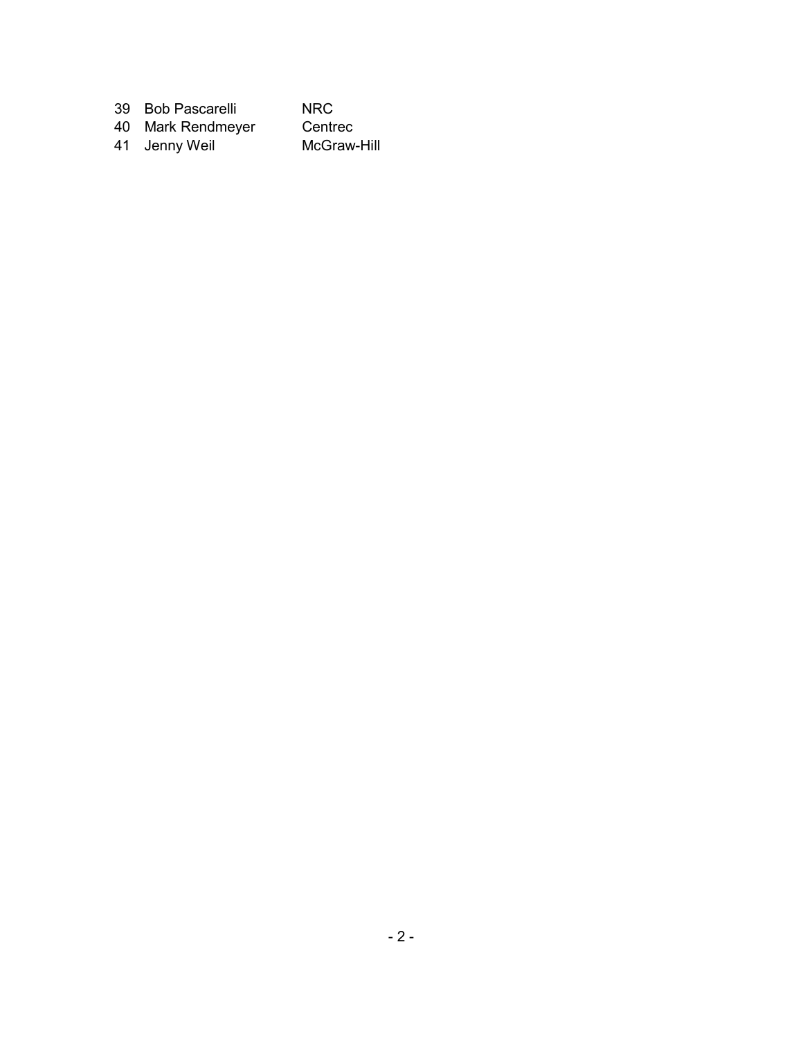| | | |
|---|---|---|
| 39 | Bob Pascarelli | NRC |
| 40 | Mark Rendmeyer | Centrec |
| 41 | Jenny Weil | McGraw-Hill |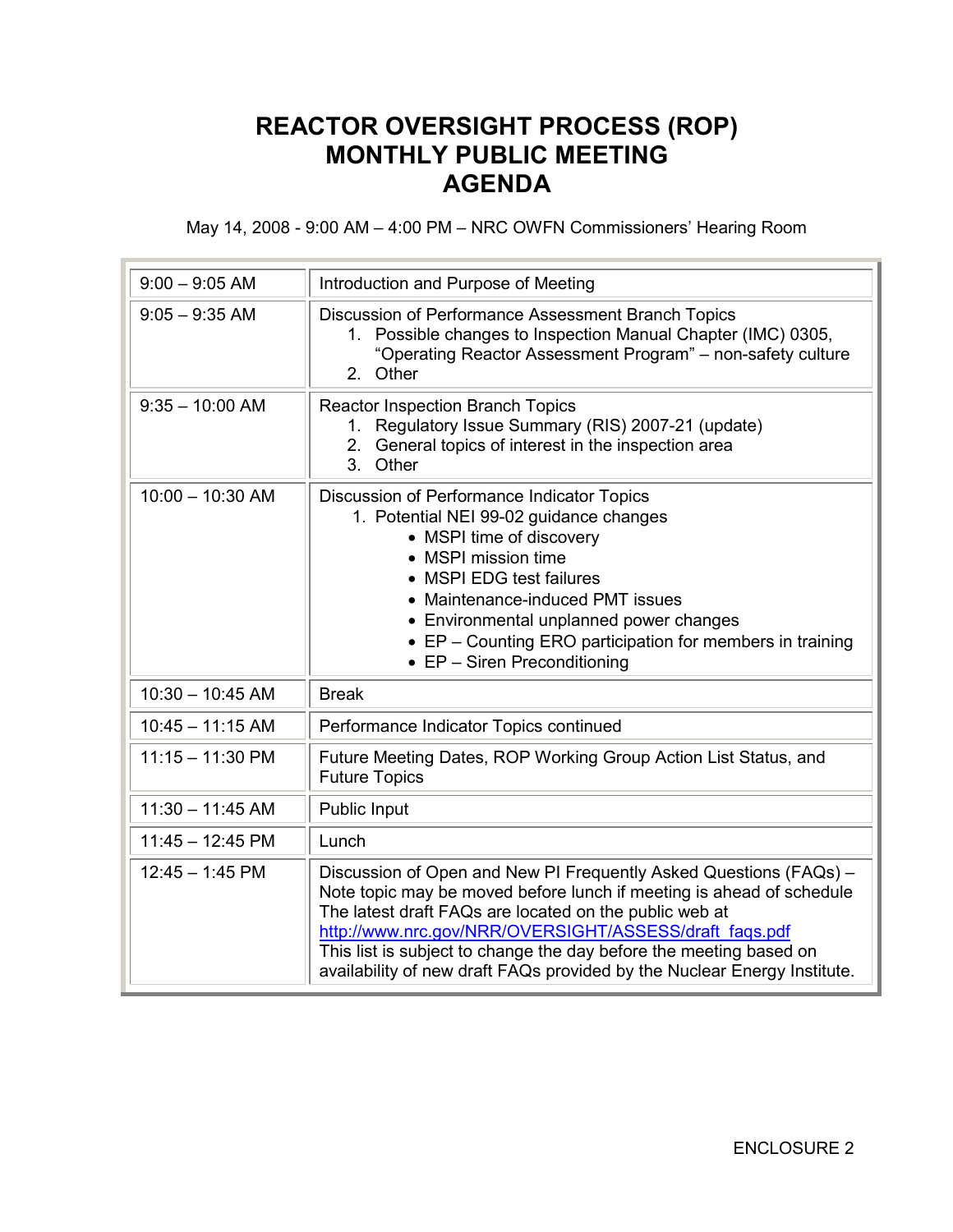# REACTOR OVERSIGHT PROCESS (ROP) MONTHLY PUBLIC MEETING AGENDA

May 14, 2008 - 9:00 AM – 4:00 PM – NRC OWFN Commissioners' Hearing Room

| Time | Topic |
|---|---|
| 9:00 – 9:05 AM | Introduction and Purpose of Meeting |
| 9:05 – 9:35 AM | Discussion of Performance Assessment Branch Topics<br>1. Possible changes to Inspection Manual Chapter (IMC) 0305, "Operating Reactor Assessment Program" – non-safety culture<br>2. Other |
| 9:35 – 10:00 AM | Reactor Inspection Branch Topics<br>1. Regulatory Issue Summary (RIS) 2007-21 (update)<br>2. General topics of interest in the inspection area<br>3. Other |
| 10:00 – 10:30 AM | Discussion of Performance Indicator Topics<br>1. Potential NEI 99-02 guidance changes<br>• MSPI time of discovery<br>• MSPI mission time<br>• MSPI EDG test failures<br>• Maintenance-induced PMT issues<br>• Environmental unplanned power changes<br>• EP – Counting ERO participation for members in training<br>• EP – Siren Preconditioning |
| 10:30 – 10:45 AM | Break |
| 10:45 – 11:15 AM | Performance Indicator Topics continued |
| 11:15 – 11:30 PM | Future Meeting Dates, ROP Working Group Action List Status, and Future Topics |
| 11:30 – 11:45 AM | Public Input |
| 11:45 – 12:45 PM | Lunch |
| 12:45 – 1:45 PM | Discussion of Open and New PI Frequently Asked Questions (FAQs) – Note topic may be moved before lunch if meeting is ahead of schedule The latest draft FAQs are located on the public web at http://www.nrc.gov/NRR/OVERSIGHT/ASSESS/draft_faqs.pdf This list is subject to change the day before the meeting based on availability of new draft FAQs provided by the Nuclear Energy Institute. |

ENCLOSURE 2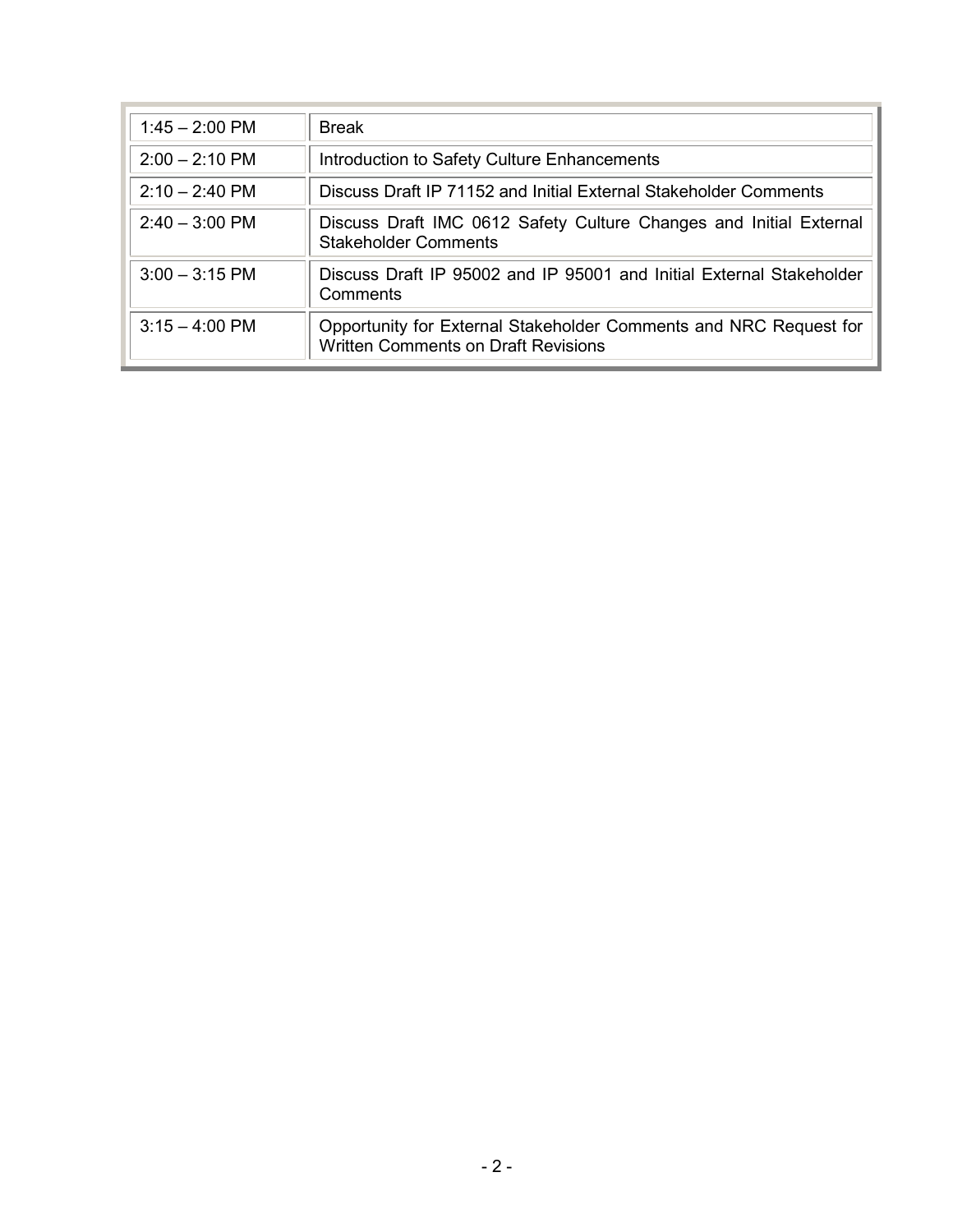| | |
|---|---|
| 1:45 – 2:00 PM | Break |
| 2:00 – 2:10 PM | Introduction to Safety Culture Enhancements |
| 2:10 – 2:40 PM | Discuss Draft IP 71152 and Initial External Stakeholder Comments |
| 2:40 – 3:00 PM | Discuss Draft IMC 0612 Safety Culture Changes and Initial External Stakeholder Comments |
| 3:00 – 3:15 PM | Discuss Draft IP 95002 and IP 95001 and Initial External Stakeholder Comments |
| 3:15 – 4:00 PM | Opportunity for External Stakeholder Comments and NRC Request for Written Comments on Draft Revisions |